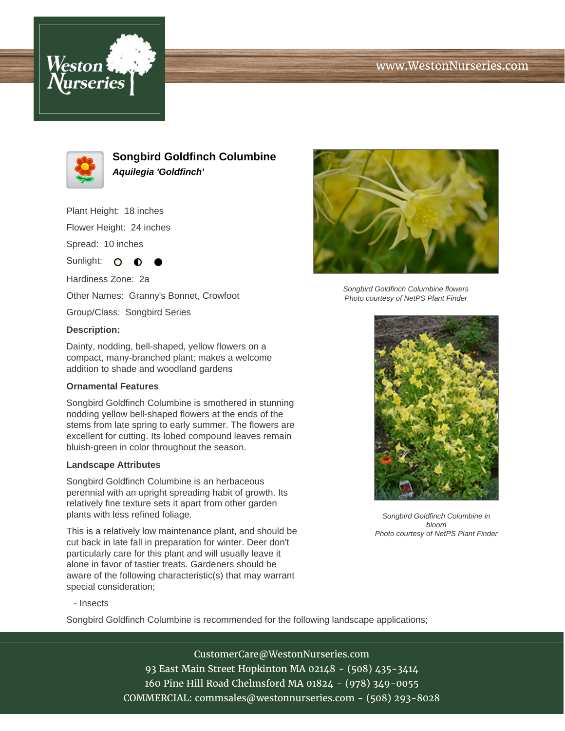# Songbird Goldfinch Columbine

***Aquilegia 'Goldfinch'***

Plant Height: 18 inches

Flower Height: 24 inches

Spread: 10 inches

Sunlight: ○ ◐ ●

Hardiness Zone: 2a

Other Names: Granny's Bonnet, Crowfoot

Group/Class: Songbird Series

**Description:**

Dainty, nodding, bell-shaped, yellow flowers on a compact, many-branched plant; makes a welcome addition to shade and woodland gardens

*Songbird Goldfinch Columbine flowers*
*Photo courtesy of NetPS Plant Finder*

*Songbird Goldfinch Columbine in bloom*
*Photo courtesy of NetPS Plant Finder*

### Ornamental Features

Songbird Goldfinch Columbine is smothered in stunning nodding yellow bell-shaped flowers at the ends of the stems from late spring to early summer. The flowers are excellent for cutting. Its lobed compound leaves remain bluish-green in color throughout the season.

### Landscape Attributes

Songbird Goldfinch Columbine is an herbaceous perennial with an upright spreading habit of growth. Its relatively fine texture sets it apart from other garden plants with less refined foliage.

This is a relatively low maintenance plant, and should be cut back in late fall in preparation for winter. Deer don't particularly care for this plant and will usually leave it alone in favor of tastier treats. Gardeners should be aware of the following characteristic(s) that may warrant special consideration;

- Insects

Songbird Goldfinch Columbine is recommended for the following landscape applications;

CustomerCare@WestonNurseries.com
93 East Main Street Hopkinton MA 02148 - (508) 435-3414
160 Pine Hill Road Chelmsford MA 01824 - (978) 349-0055
COMMERCIAL: commsales@westonnurseries.com - (508) 293-8028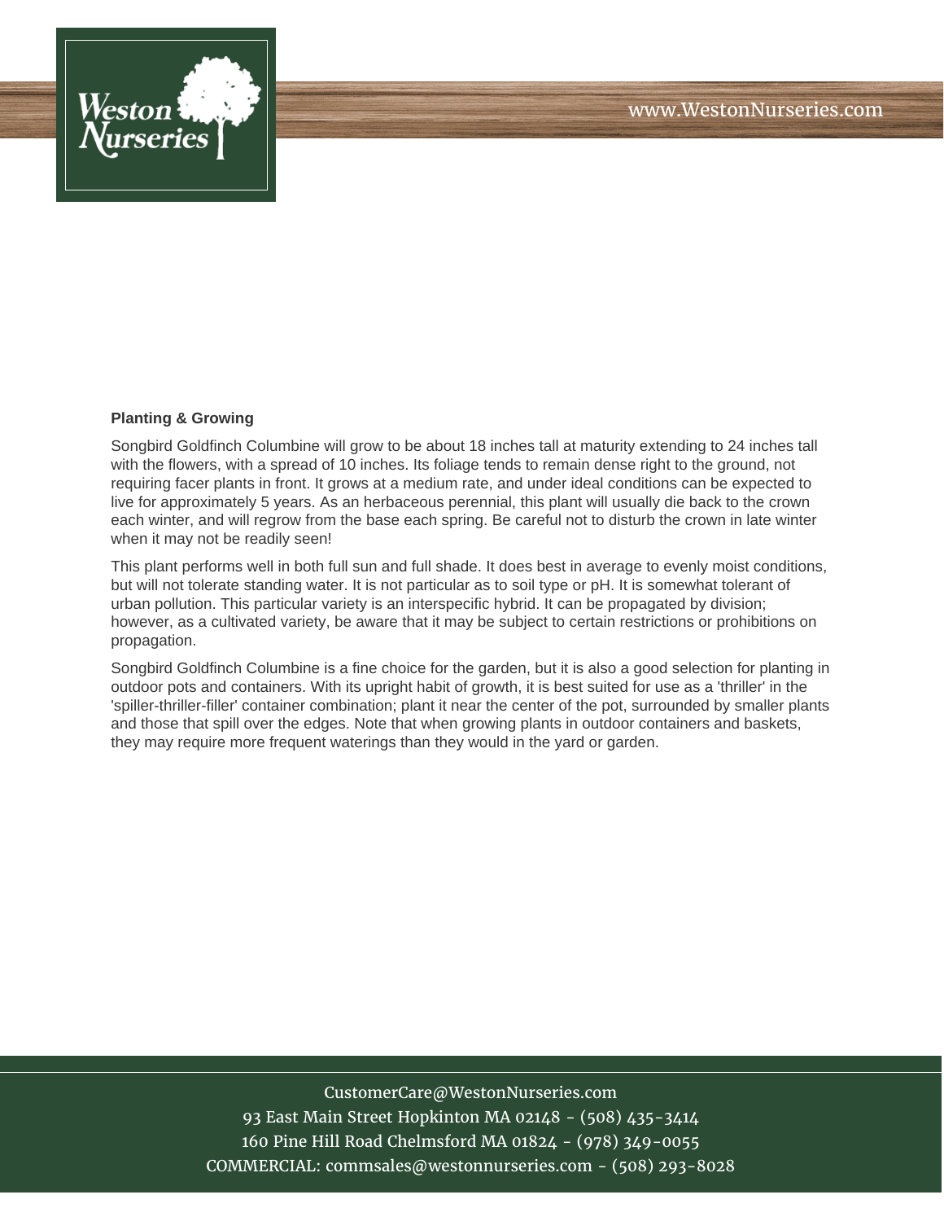### Planting & Growing

Songbird Goldfinch Columbine will grow to be about 18 inches tall at maturity extending to 24 inches tall with the flowers, with a spread of 10 inches. Its foliage tends to remain dense right to the ground, not requiring facer plants in front. It grows at a medium rate, and under ideal conditions can be expected to live for approximately 5 years. As an herbaceous perennial, this plant will usually die back to the crown each winter, and will regrow from the base each spring. Be careful not to disturb the crown in late winter when it may not be readily seen!

This plant performs well in both full sun and full shade. It does best in average to evenly moist conditions, but will not tolerate standing water. It is not particular as to soil type or pH. It is somewhat tolerant of urban pollution. This particular variety is an interspecific hybrid. It can be propagated by division; however, as a cultivated variety, be aware that it may be subject to certain restrictions or prohibitions on propagation.

Songbird Goldfinch Columbine is a fine choice for the garden, but it is also a good selection for planting in outdoor pots and containers. With its upright habit of growth, it is best suited for use as a 'thriller' in the 'spiller-thriller-filler' container combination; plant it near the center of the pot, surrounded by smaller plants and those that spill over the edges. Note that when growing plants in outdoor containers and baskets, they may require more frequent waterings than they would in the yard or garden.